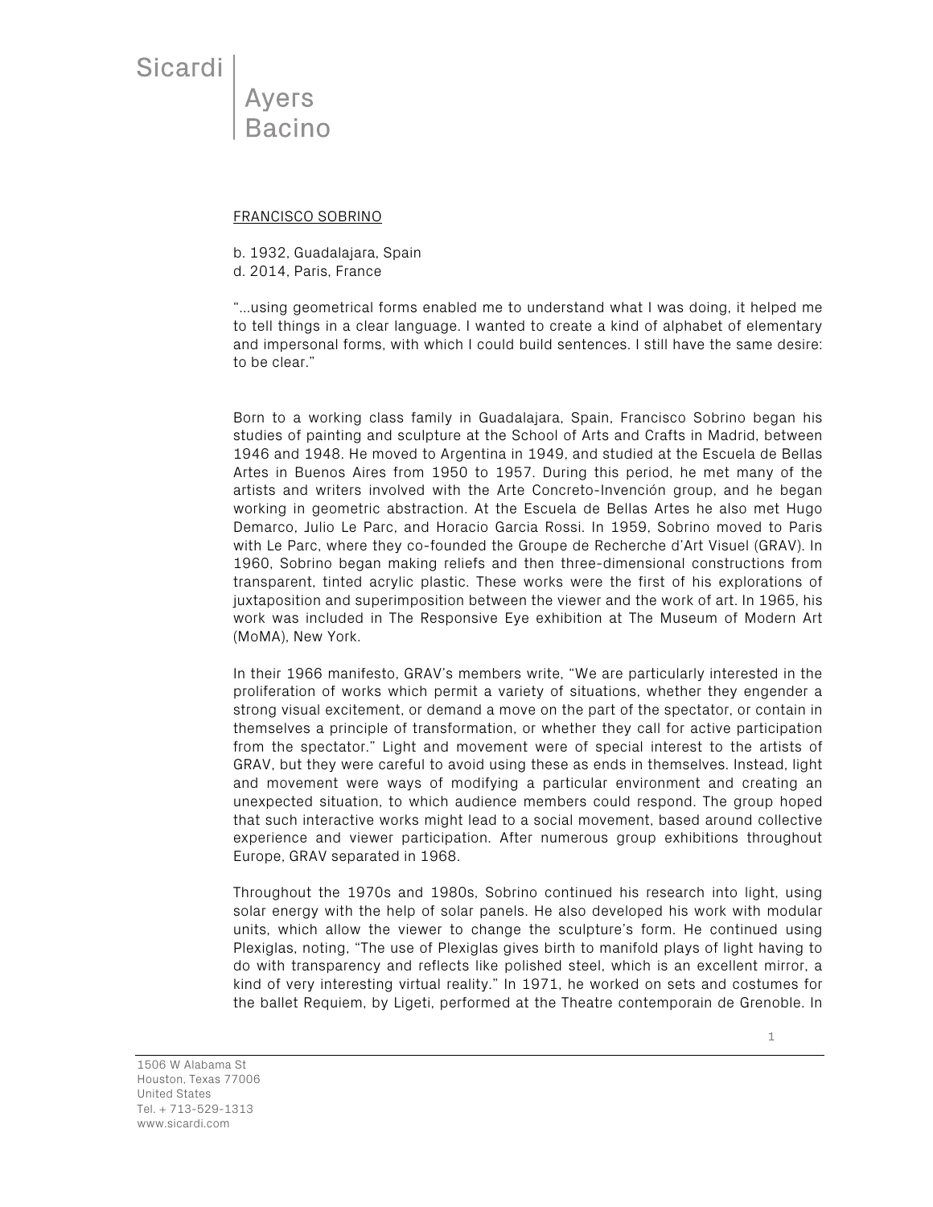Sicardi | Ayers Bacino

FRANCISCO SOBRINO

b. 1932, Guadalajara, Spain
d. 2014, Paris, France

"...using geometrical forms enabled me to understand what I was doing, it helped me to tell things in a clear language. I wanted to create a kind of alphabet of elementary and impersonal forms, with which I could build sentences. I still have the same desire: to be clear."

Born to a working class family in Guadalajara, Spain, Francisco Sobrino began his studies of painting and sculpture at the School of Arts and Crafts in Madrid, between 1946 and 1948. He moved to Argentina in 1949, and studied at the Escuela de Bellas Artes in Buenos Aires from 1950 to 1957. During this period, he met many of the artists and writers involved with the Arte Concreto-Invención group, and he began working in geometric abstraction. At the Escuela de Bellas Artes he also met Hugo Demarco, Julio Le Parc, and Horacio Garcia Rossi. In 1959, Sobrino moved to Paris with Le Parc, where they co-founded the Groupe de Recherche d'Art Visuel (GRAV). In 1960, Sobrino began making reliefs and then three-dimensional constructions from transparent, tinted acrylic plastic. These works were the first of his explorations of juxtaposition and superimposition between the viewer and the work of art. In 1965, his work was included in The Responsive Eye exhibition at The Museum of Modern Art (MoMA), New York.

In their 1966 manifesto, GRAV's members write, "We are particularly interested in the proliferation of works which permit a variety of situations, whether they engender a strong visual excitement, or demand a move on the part of the spectator, or contain in themselves a principle of transformation, or whether they call for active participation from the spectator." Light and movement were of special interest to the artists of GRAV, but they were careful to avoid using these as ends in themselves. Instead, light and movement were ways of modifying a particular environment and creating an unexpected situation, to which audience members could respond. The group hoped that such interactive works might lead to a social movement, based around collective experience and viewer participation. After numerous group exhibitions throughout Europe, GRAV separated in 1968.

Throughout the 1970s and 1980s, Sobrino continued his research into light, using solar energy with the help of solar panels. He also developed his work with modular units, which allow the viewer to change the sculpture's form. He continued using Plexiglas, noting, "The use of Plexiglas gives birth to manifold plays of light having to do with transparency and reflects like polished steel, which is an excellent mirror, a kind of very interesting virtual reality." In 1971, he worked on sets and costumes for the ballet Requiem, by Ligeti, performed at the Theatre contemporain de Grenoble. In

1506 W Alabama St
Houston, Texas 77006
United States
Tel. + 713-529-1313
www.sicardi.com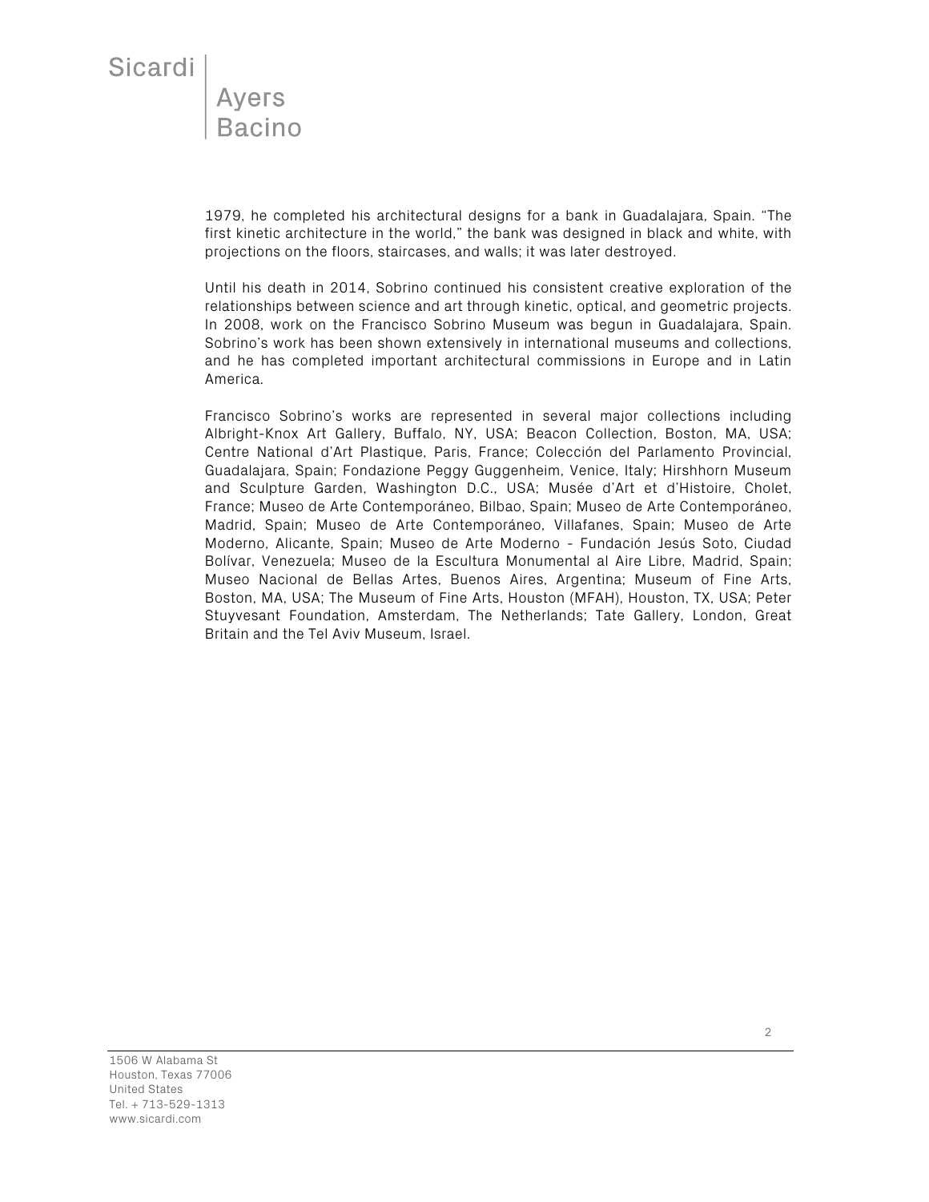1979, he completed his architectural designs for a bank in Guadalajara, Spain. "The first kinetic architecture in the world," the bank was designed in black and white, with projections on the floors, staircases, and walls; it was later destroyed.

Until his death in 2014, Sobrino continued his consistent creative exploration of the relationships between science and art through kinetic, optical, and geometric projects. In 2008, work on the Francisco Sobrino Museum was begun in Guadalajara, Spain. Sobrino's work has been shown extensively in international museums and collections, and he has completed important architectural commissions in Europe and in Latin America.

Francisco Sobrino's works are represented in several major collections including Albright-Knox Art Gallery, Buffalo, NY, USA; Beacon Collection, Boston, MA, USA; Centre National d'Art Plastique, Paris, France; Colección del Parlamento Provincial, Guadalajara, Spain; Fondazione Peggy Guggenheim, Venice, Italy; Hirshhorn Museum and Sculpture Garden, Washington D.C., USA; Musée d'Art et d'Histoire, Cholet, France; Museo de Arte Contemporáneo, Bilbao, Spain; Museo de Arte Contemporáneo, Madrid, Spain; Museo de Arte Contemporáneo, Villafanes, Spain; Museo de Arte Moderno, Alicante, Spain; Museo de Arte Moderno - Fundación Jesús Soto, Ciudad Bolívar, Venezuela; Museo de la Escultura Monumental al Aire Libre, Madrid, Spain; Museo Nacional de Bellas Artes, Buenos Aires, Argentina; Museum of Fine Arts, Boston, MA, USA; The Museum of Fine Arts, Houston (MFAH), Houston, TX, USA; Peter Stuyvesant Foundation, Amsterdam, The Netherlands; Tate Gallery, London, Great Britain and the Tel Aviv Museum, Israel.